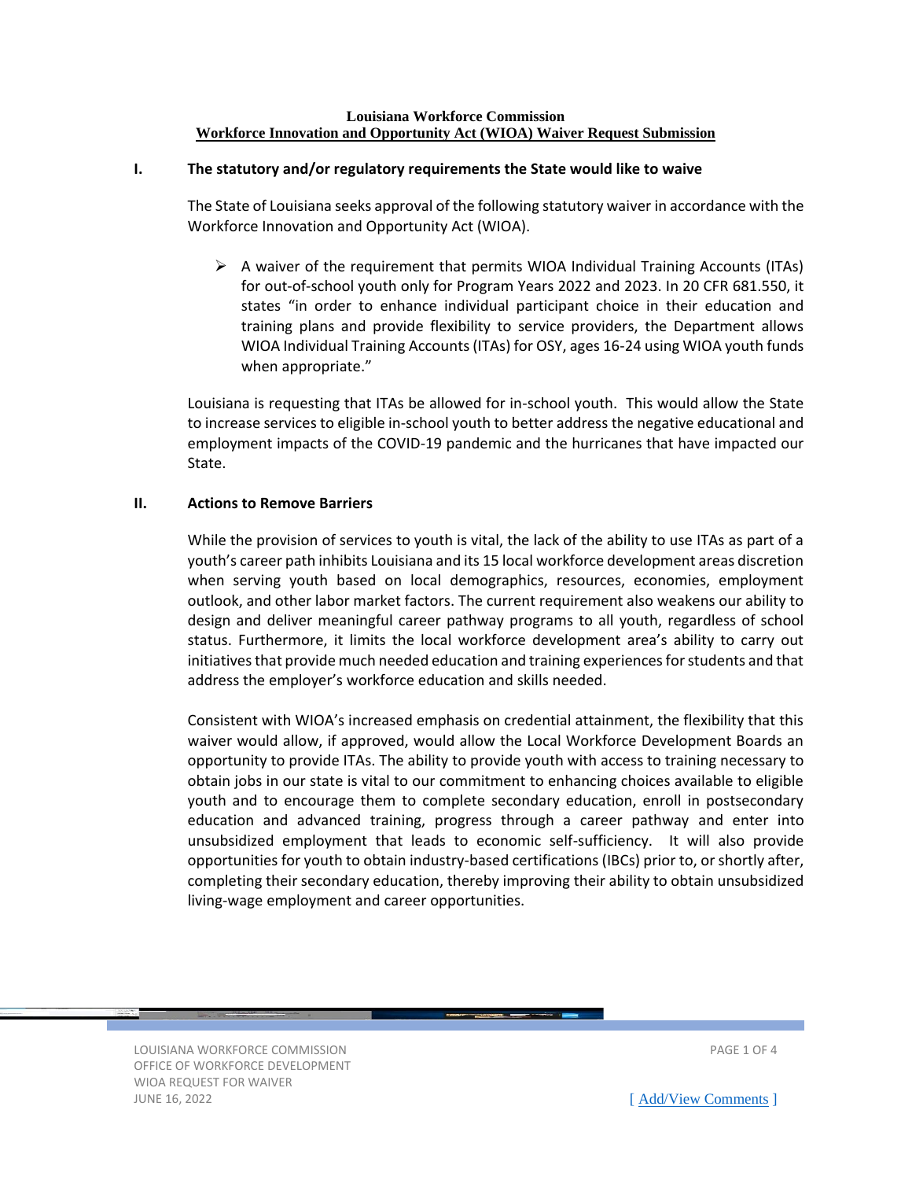**Louisiana Workforce Commission**

**Workforce Innovation and Opportunity Act (WIOA) Waiver Request Submission**

## I. The statutory and/or regulatory requirements the State would like to waive

The State of Louisiana seeks approval of the following statutory waiver in accordance with the Workforce Innovation and Opportunity Act (WIOA).

- A waiver of the requirement that permits WIOA Individual Training Accounts (ITAs) for out-of-school youth only for Program Years 2022 and 2023. In 20 CFR 681.550, it states "in order to enhance individual participant choice in their education and training plans and provide flexibility to service providers, the Department allows WIOA Individual Training Accounts (ITAs) for OSY, ages 16-24 using WIOA youth funds when appropriate."

Louisiana is requesting that ITAs be allowed for in-school youth. This would allow the State to increase services to eligible in-school youth to better address the negative educational and employment impacts of the COVID-19 pandemic and the hurricanes that have impacted our State.

## II. Actions to Remove Barriers

While the provision of services to youth is vital, the lack of the ability to use ITAs as part of a youth's career path inhibits Louisiana and its 15 local workforce development areas discretion when serving youth based on local demographics, resources, economies, employment outlook, and other labor market factors. The current requirement also weakens our ability to design and deliver meaningful career pathway programs to all youth, regardless of school status. Furthermore, it limits the local workforce development area's ability to carry out initiatives that provide much needed education and training experiences for students and that address the employer's workforce education and skills needed.

Consistent with WIOA's increased emphasis on credential attainment, the flexibility that this waiver would allow, if approved, would allow the Local Workforce Development Boards an opportunity to provide ITAs. The ability to provide youth with access to training necessary to obtain jobs in our state is vital to our commitment to enhancing choices available to eligible youth and to encourage them to complete secondary education, enroll in postsecondary education and advanced training, progress through a career pathway and enter into unsubsidized employment that leads to economic self-sufficiency. It will also provide opportunities for youth to obtain industry-based certifications (IBCs) prior to, or shortly after, completing their secondary education, thereby improving their ability to obtain unsubsidized living-wage employment and career opportunities.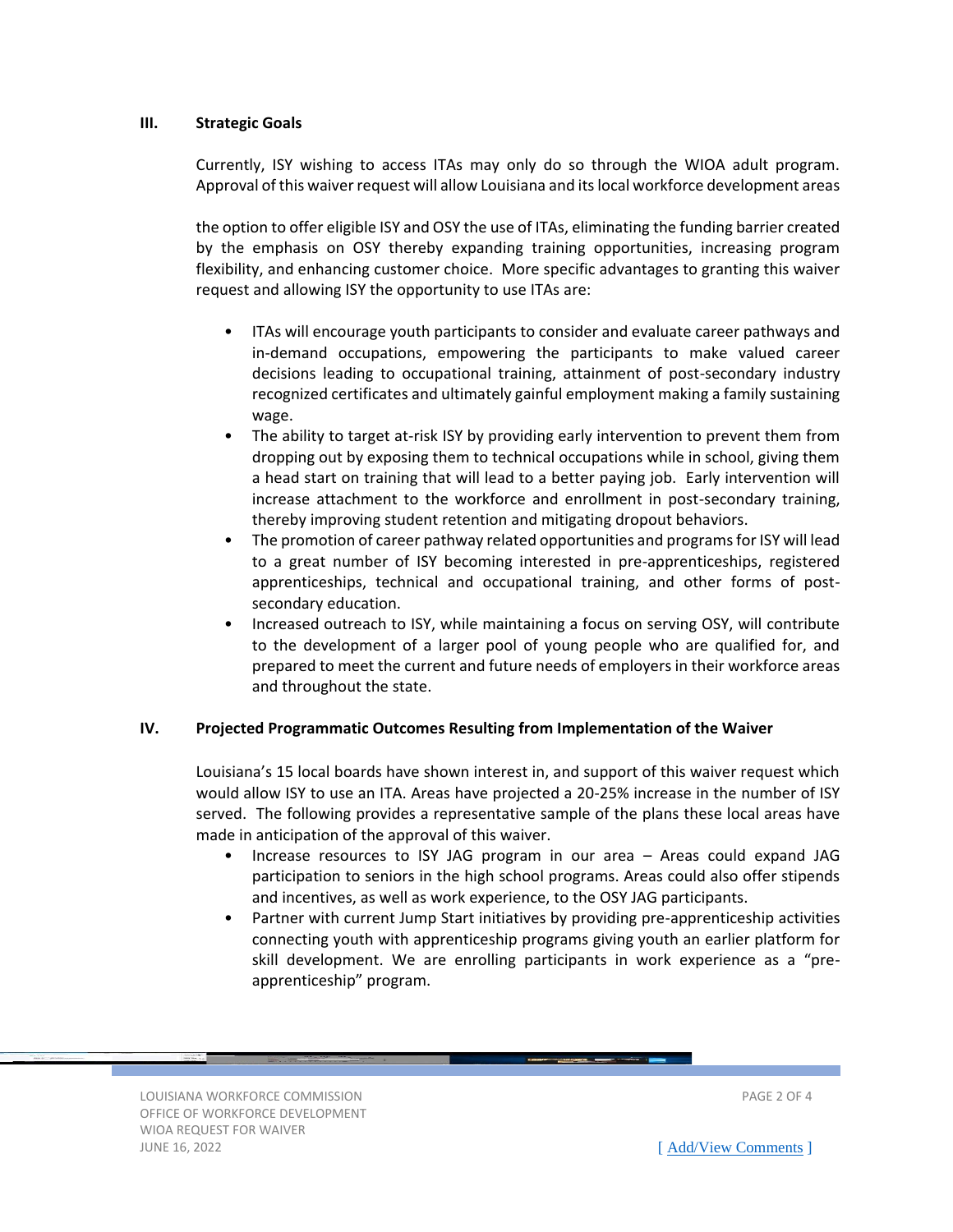## III. Strategic Goals

Currently, ISY wishing to access ITAs may only do so through the WIOA adult program. Approval of this waiver request will allow Louisiana and its local workforce development areas

the option to offer eligible ISY and OSY the use of ITAs, eliminating the funding barrier created by the emphasis on OSY thereby expanding training opportunities, increasing program flexibility, and enhancing customer choice. More specific advantages to granting this waiver request and allowing ISY the opportunity to use ITAs are:

- ITAs will encourage youth participants to consider and evaluate career pathways and in-demand occupations, empowering the participants to make valued career decisions leading to occupational training, attainment of post-secondary industry recognized certificates and ultimately gainful employment making a family sustaining wage.
- The ability to target at-risk ISY by providing early intervention to prevent them from dropping out by exposing them to technical occupations while in school, giving them a head start on training that will lead to a better paying job. Early intervention will increase attachment to the workforce and enrollment in post-secondary training, thereby improving student retention and mitigating dropout behaviors.
- The promotion of career pathway related opportunities and programs for ISY will lead to a great number of ISY becoming interested in pre-apprenticeships, registered apprenticeships, technical and occupational training, and other forms of post-secondary education.
- Increased outreach to ISY, while maintaining a focus on serving OSY, will contribute to the development of a larger pool of young people who are qualified for, and prepared to meet the current and future needs of employers in their workforce areas and throughout the state.

## IV. Projected Programmatic Outcomes Resulting from Implementation of the Waiver

Louisiana's 15 local boards have shown interest in, and support of this waiver request which would allow ISY to use an ITA. Areas have projected a 20-25% increase in the number of ISY served. The following provides a representative sample of the plans these local areas have made in anticipation of the approval of this waiver.

- Increase resources to ISY JAG program in our area – Areas could expand JAG participation to seniors in the high school programs. Areas could also offer stipends and incentives, as well as work experience, to the OSY JAG participants.
- Partner with current Jump Start initiatives by providing pre-apprenticeship activities connecting youth with apprenticeship programs giving youth an earlier platform for skill development. We are enrolling participants in work experience as a "pre-apprenticeship" program.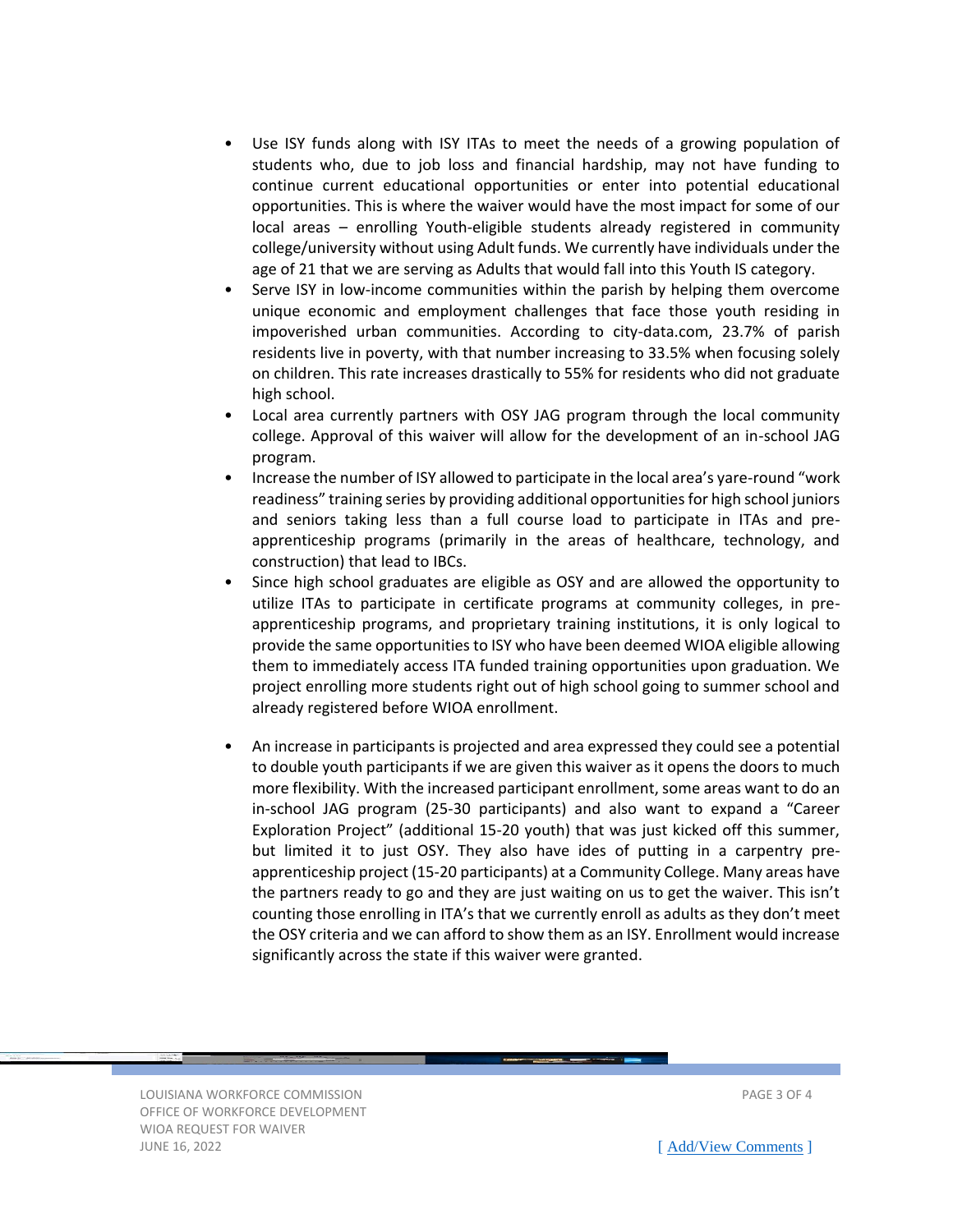- Use ISY funds along with ISY ITAs to meet the needs of a growing population of students who, due to job loss and financial hardship, may not have funding to continue current educational opportunities or enter into potential educational opportunities. This is where the waiver would have the most impact for some of our local areas – enrolling Youth-eligible students already registered in community college/university without using Adult funds. We currently have individuals under the age of 21 that we are serving as Adults that would fall into this Youth IS category.
- Serve ISY in low-income communities within the parish by helping them overcome unique economic and employment challenges that face those youth residing in impoverished urban communities. According to city-data.com, 23.7% of parish residents live in poverty, with that number increasing to 33.5% when focusing solely on children. This rate increases drastically to 55% for residents who did not graduate high school.
- Local area currently partners with OSY JAG program through the local community college. Approval of this waiver will allow for the development of an in-school JAG program.
- Increase the number of ISY allowed to participate in the local area's yare-round "work readiness" training series by providing additional opportunities for high school juniors and seniors taking less than a full course load to participate in ITAs and pre-apprenticeship programs (primarily in the areas of healthcare, technology, and construction) that lead to IBCs.
- Since high school graduates are eligible as OSY and are allowed the opportunity to utilize ITAs to participate in certificate programs at community colleges, in pre-apprenticeship programs, and proprietary training institutions, it is only logical to provide the same opportunities to ISY who have been deemed WIOA eligible allowing them to immediately access ITA funded training opportunities upon graduation. We project enrolling more students right out of high school going to summer school and already registered before WIOA enrollment.
- An increase in participants is projected and area expressed they could see a potential to double youth participants if we are given this waiver as it opens the doors to much more flexibility. With the increased participant enrollment, some areas want to do an in-school JAG program (25-30 participants) and also want to expand a "Career Exploration Project" (additional 15-20 youth) that was just kicked off this summer, but limited it to just OSY. They also have ides of putting in a carpentry pre-apprenticeship project (15-20 participants) at a Community College. Many areas have the partners ready to go and they are just waiting on us to get the waiver. This isn't counting those enrolling in ITA's that we currently enroll as adults as they don't meet the OSY criteria and we can afford to show them as an ISY. Enrollment would increase significantly across the state if this waiver were granted.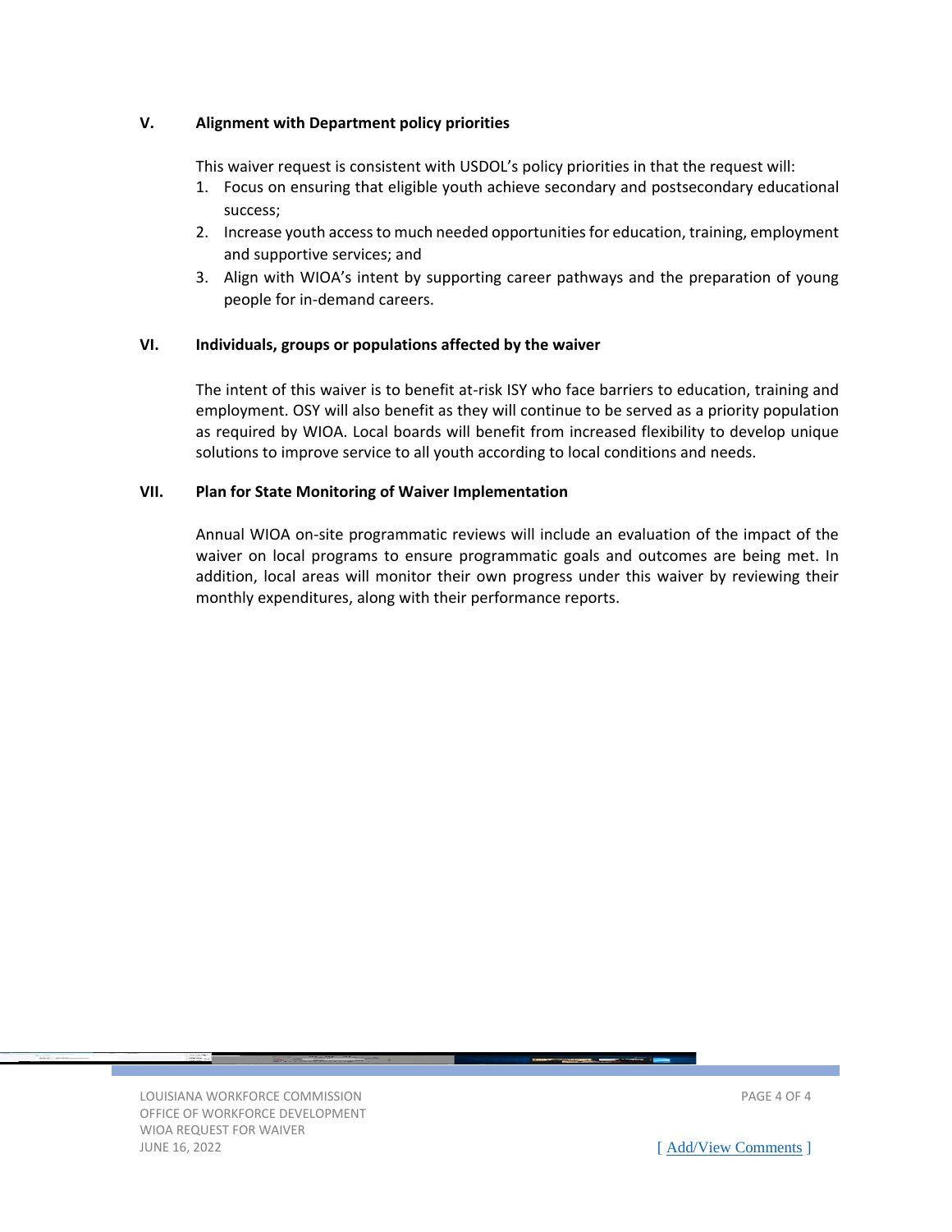## V. Alignment with Department policy priorities

This waiver request is consistent with USDOL's policy priorities in that the request will:

1. Focus on ensuring that eligible youth achieve secondary and postsecondary educational success;
2. Increase youth access to much needed opportunities for education, training, employment and supportive services; and
3. Align with WIOA's intent by supporting career pathways and the preparation of young people for in-demand careers.

## VI. Individuals, groups or populations affected by the waiver

The intent of this waiver is to benefit at-risk ISY who face barriers to education, training and employment. OSY will also benefit as they will continue to be served as a priority population as required by WIOA. Local boards will benefit from increased flexibility to develop unique solutions to improve service to all youth according to local conditions and needs.

## VII. Plan for State Monitoring of Waiver Implementation

Annual WIOA on-site programmatic reviews will include an evaluation of the impact of the waiver on local programs to ensure programmatic goals and outcomes are being met. In addition, local areas will monitor their own progress under this waiver by reviewing their monthly expenditures, along with their performance reports.